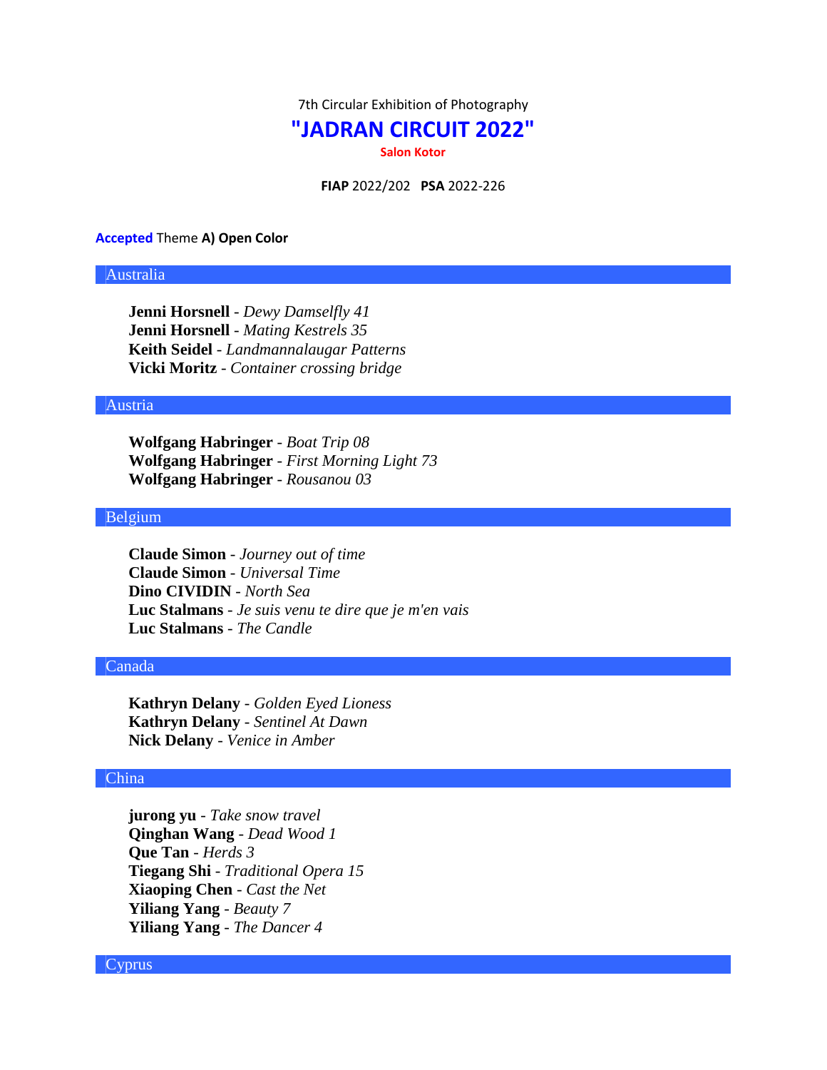7th Circular Exhibition of Photography

# "JADRAN CIRCUIT 2022"

**Salon Kotor**

**FIAP** 2022/202 **PSA** 2022-226

**Accepted** Theme **A) Open Color**

## Australia

**Jenni Horsnell** - *Dewy Damselfly 41*
**Jenni Horsnell** - *Mating Kestrels 35*
**Keith Seidel** - *Landmannalaugar Patterns*
**Vicki Moritz** - *Container crossing bridge*

## Austria

**Wolfgang Habringer** - *Boat Trip 08*
**Wolfgang Habringer** - *First Morning Light 73*
**Wolfgang Habringer** - *Rousanou 03*

## Belgium

**Claude Simon** - *Journey out of time*
**Claude Simon** - *Universal Time*
**Dino CIVIDIN** - *North Sea*
**Luc Stalmans** - *Je suis venu te dire que je m'en vais*
**Luc Stalmans** - *The Candle*

## Canada

**Kathryn Delany** - *Golden Eyed Lioness*
**Kathryn Delany** - *Sentinel At Dawn*
**Nick Delany** - *Venice in Amber*

## China

**jurong yu** - *Take snow travel*
**Qinghan Wang** - *Dead Wood 1*
**Que Tan** - *Herds 3*
**Tiegang Shi** - *Traditional Opera 15*
**Xiaoping Chen** - *Cast the Net*
**Yiliang Yang** - *Beauty 7*
**Yiliang Yang** - *The Dancer 4*

## Cyprus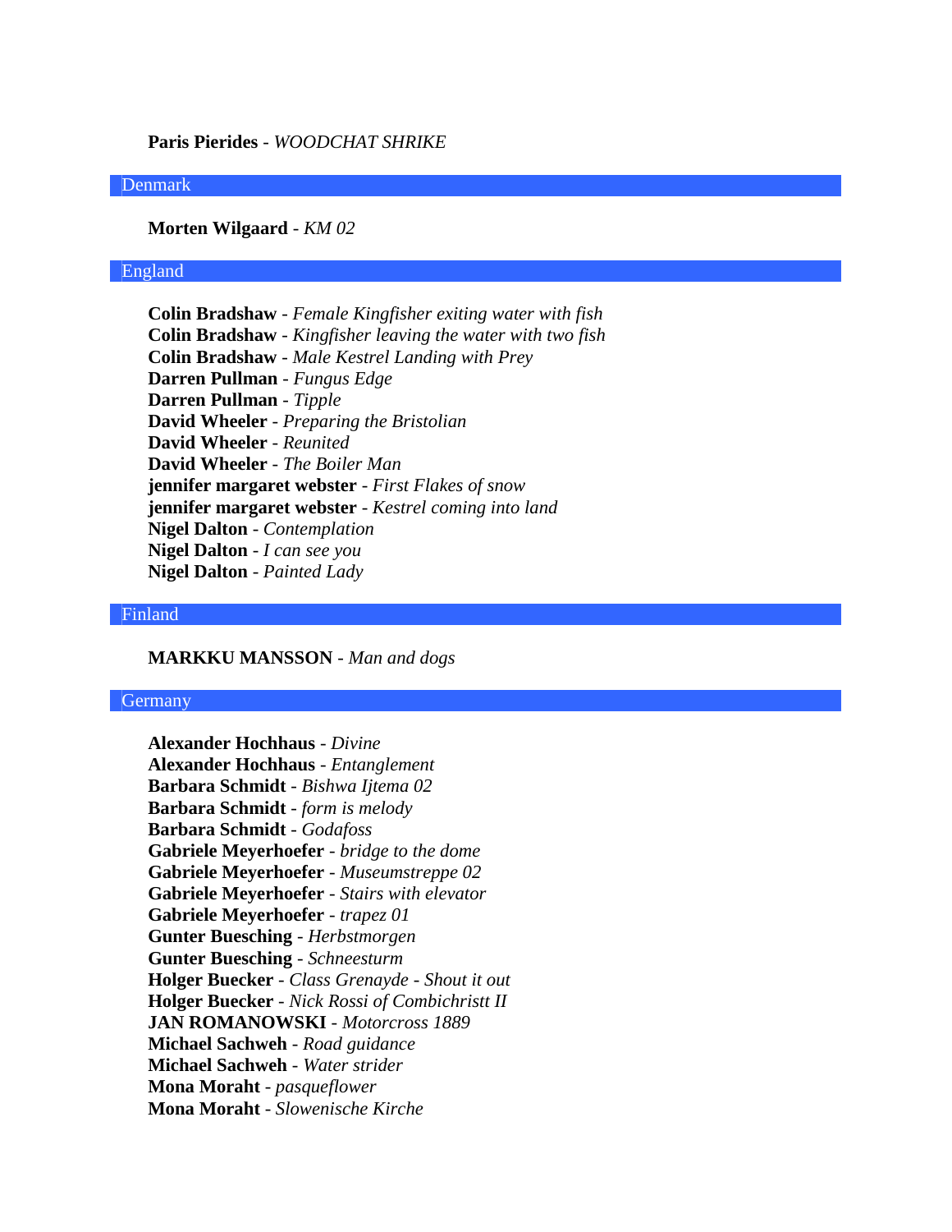**Paris Pierides** - *WOODCHAT SHRIKE*

## Denmark

**Morten Wilgaard** - *KM 02*

## England

**Colin Bradshaw** - *Female Kingfisher exiting water with fish*
**Colin Bradshaw** - *Kingfisher leaving the water with two fish*
**Colin Bradshaw** - *Male Kestrel Landing with Prey*
**Darren Pullman** - *Fungus Edge*
**Darren Pullman** - *Tipple*
**David Wheeler** - *Preparing the Bristolian*
**David Wheeler** - *Reunited*
**David Wheeler** - *The Boiler Man*
**jennifer margaret webster** - *First Flakes of snow*
**jennifer margaret webster** - *Kestrel coming into land*
**Nigel Dalton** - *Contemplation*
**Nigel Dalton** - *I can see you*
**Nigel Dalton** - *Painted Lady*

## Finland

**MARKKU MANSSON** - *Man and dogs*

## Germany

**Alexander Hochhaus** - *Divine*
**Alexander Hochhaus** - *Entanglement*
**Barbara Schmidt** - *Bishwa Ijtema 02*
**Barbara Schmidt** - *form is melody*
**Barbara Schmidt** - *Godafoss*
**Gabriele Meyerhoefer** - *bridge to the dome*
**Gabriele Meyerhoefer** - *Museumstreppe 02*
**Gabriele Meyerhoefer** - *Stairs with elevator*
**Gabriele Meyerhoefer** - *trapez 01*
**Gunter Buesching** - *Herbstmorgen*
**Gunter Buesching** - *Schneesturm*
**Holger Buecker** - *Class Grenayde - Shout it out*
**Holger Buecker** - *Nick Rossi of Combichristt II*
**JAN ROMANOWSKI** - *Motorcross 1889*
**Michael Sachweh** - *Road guidance*
**Michael Sachweh** - *Water strider*
**Mona Moraht** - *pasqueflower*
**Mona Moraht** - *Slowenische Kirche*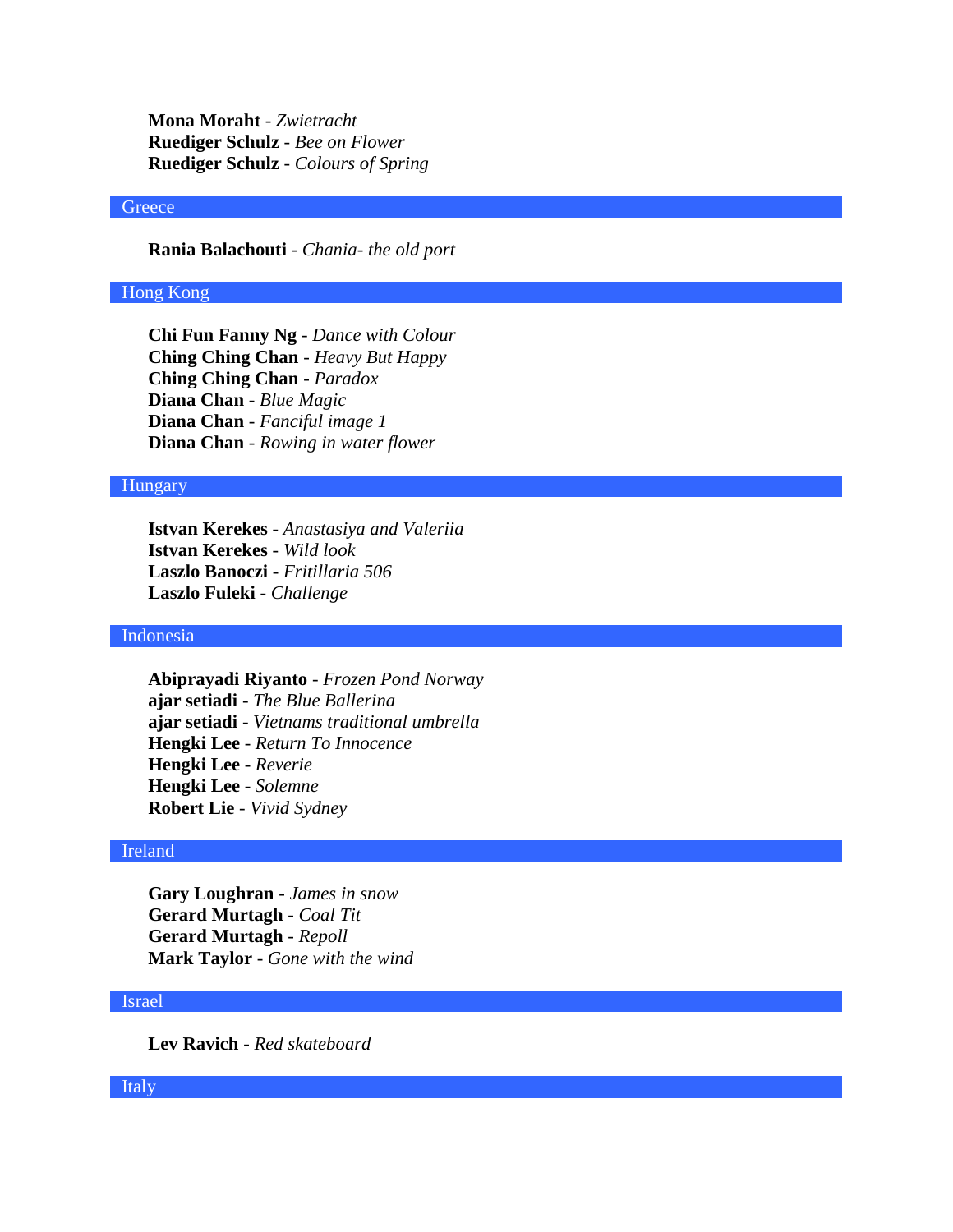**Mona Moraht** - *Zwietracht*
**Ruediger Schulz** - *Bee on Flower*
**Ruediger Schulz** - *Colours of Spring*

## Greece

**Rania Balachouti** - *Chania- the old port*

## Hong Kong

**Chi Fun Fanny Ng** - *Dance with Colour*
**Ching Ching Chan** - *Heavy But Happy*
**Ching Ching Chan** - *Paradox*
**Diana Chan** - *Blue Magic*
**Diana Chan** - *Fanciful image 1*
**Diana Chan** - *Rowing in water flower*

## Hungary

**Istvan Kerekes** - *Anastasiya and Valeriia*
**Istvan Kerekes** - *Wild look*
**Laszlo Banoczi** - *Fritillaria 506*
**Laszlo Fuleki** - *Challenge*

## Indonesia

**Abiprayadi Riyanto** - *Frozen Pond Norway*
**ajar setiadi** - *The Blue Ballerina*
**ajar setiadi** - *Vietnams traditional umbrella*
**Hengki Lee** - *Return To Innocence*
**Hengki Lee** - *Reverie*
**Hengki Lee** - *Solemne*
**Robert Lie** - *Vivid Sydney*

## Ireland

**Gary Loughran** - *James in snow*
**Gerard Murtagh** - *Coal Tit*
**Gerard Murtagh** - *Repoll*
**Mark Taylor** - *Gone with the wind*

## Israel

**Lev Ravich** - *Red skateboard*

## Italy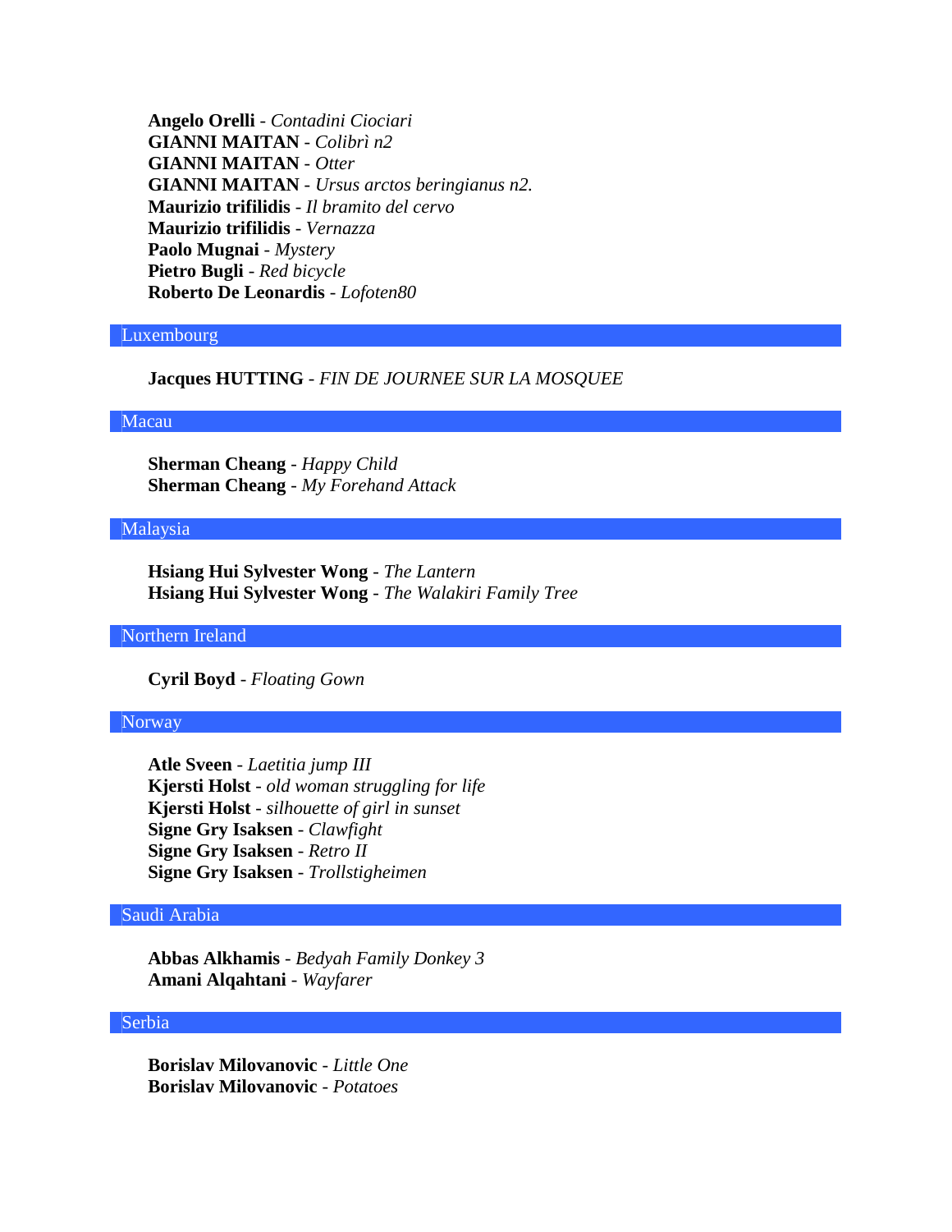**Angelo Orelli** - *Contadini Ciociari*
**GIANNI MAITAN** - *Colibrì n2*
**GIANNI MAITAN** - *Otter*
**GIANNI MAITAN** - *Ursus arctos beringianus n2.*
**Maurizio trifilidis** - *Il bramito del cervo*
**Maurizio trifilidis** - *Vernazza*
**Paolo Mugnai** - *Mystery*
**Pietro Bugli** - *Red bicycle*
**Roberto De Leonardis** - *Lofoten80*

## Luxembourg

**Jacques HUTTING** - *FIN DE JOURNEE SUR LA MOSQUEE*

## Macau

**Sherman Cheang** - *Happy Child*
**Sherman Cheang** - *My Forehand Attack*

## Malaysia

**Hsiang Hui Sylvester Wong** - *The Lantern*
**Hsiang Hui Sylvester Wong** - *The Walakiri Family Tree*

## Northern Ireland

**Cyril Boyd** - *Floating Gown*

## Norway

**Atle Sveen** - *Laetitia jump III*
**Kjersti Holst** - *old woman struggling for life*
**Kjersti Holst** - *silhouette of girl in sunset*
**Signe Gry Isaksen** - *Clawfight*
**Signe Gry Isaksen** - *Retro II*
**Signe Gry Isaksen** - *Trollstigheimen*

## Saudi Arabia

**Abbas Alkhamis** - *Bedyah Family Donkey 3*
**Amani Alqahtani** - *Wayfarer*

## Serbia

**Borislav Milovanovic** - *Little One*
**Borislav Milovanovic** - *Potatoes*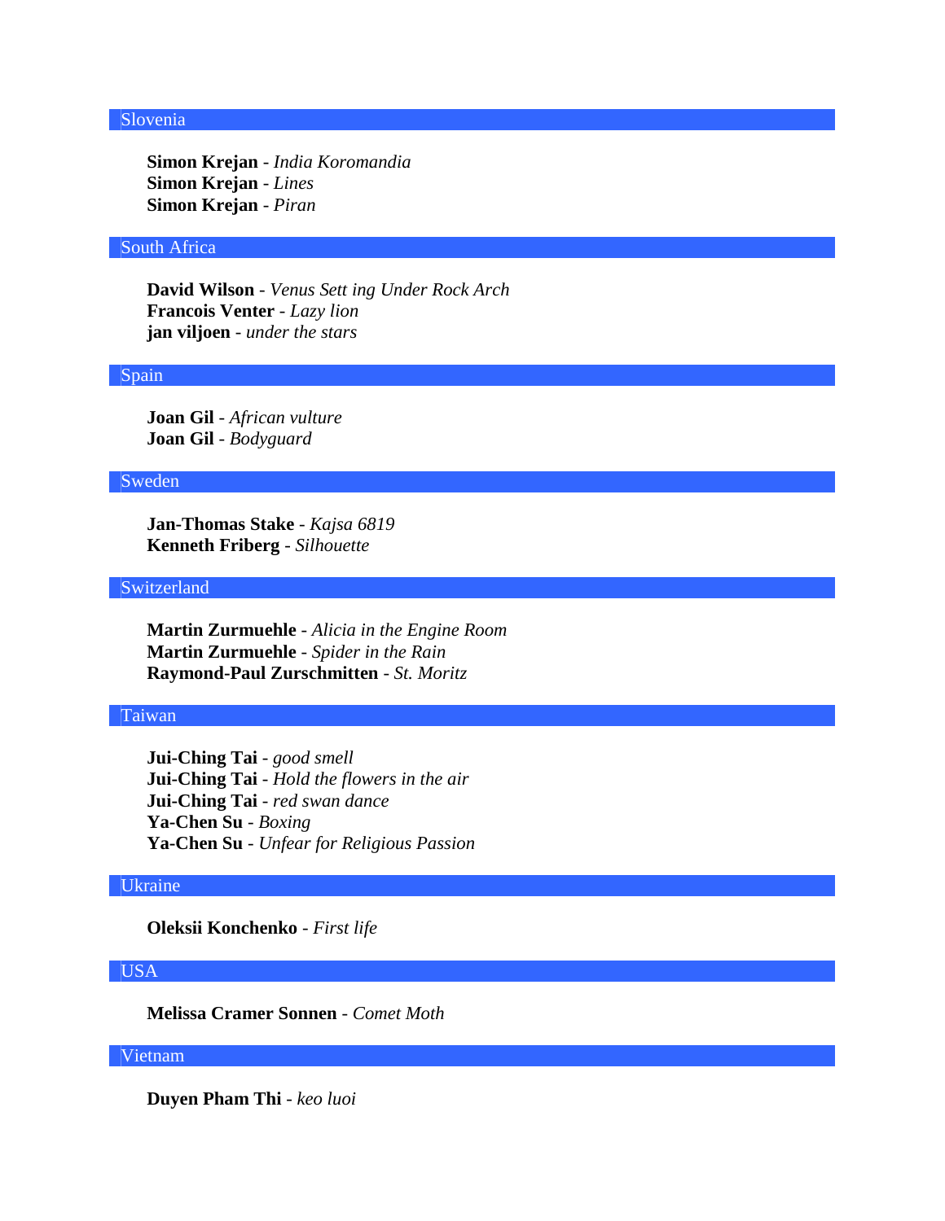## Slovenia

**Simon Krejan** - *India Koromandia*
**Simon Krejan** - *Lines*
**Simon Krejan** - *Piran*

## South Africa

**David Wilson** - *Venus Sett ing Under Rock Arch*
**Francois Venter** - *Lazy lion*
**jan viljoen** - *under the stars*

## Spain

**Joan Gil** - *African vulture*
**Joan Gil** - *Bodyguard*

## Sweden

**Jan-Thomas Stake** - *Kajsa 6819*
**Kenneth Friberg** - *Silhouette*

## Switzerland

**Martin Zurmuehle** - *Alicia in the Engine Room*
**Martin Zurmuehle** - *Spider in the Rain*
**Raymond-Paul Zurschmitten** - *St. Moritz*

## Taiwan

**Jui-Ching Tai** - *good smell*
**Jui-Ching Tai** - *Hold the flowers in the air*
**Jui-Ching Tai** - *red swan dance*
**Ya-Chen Su** - *Boxing*
**Ya-Chen Su** - *Unfear for Religious Passion*

## Ukraine

**Oleksii Konchenko** - *First life*

## USA

**Melissa Cramer Sonnen** - *Comet Moth*

## Vietnam

**Duyen Pham Thi** - *keo luoi*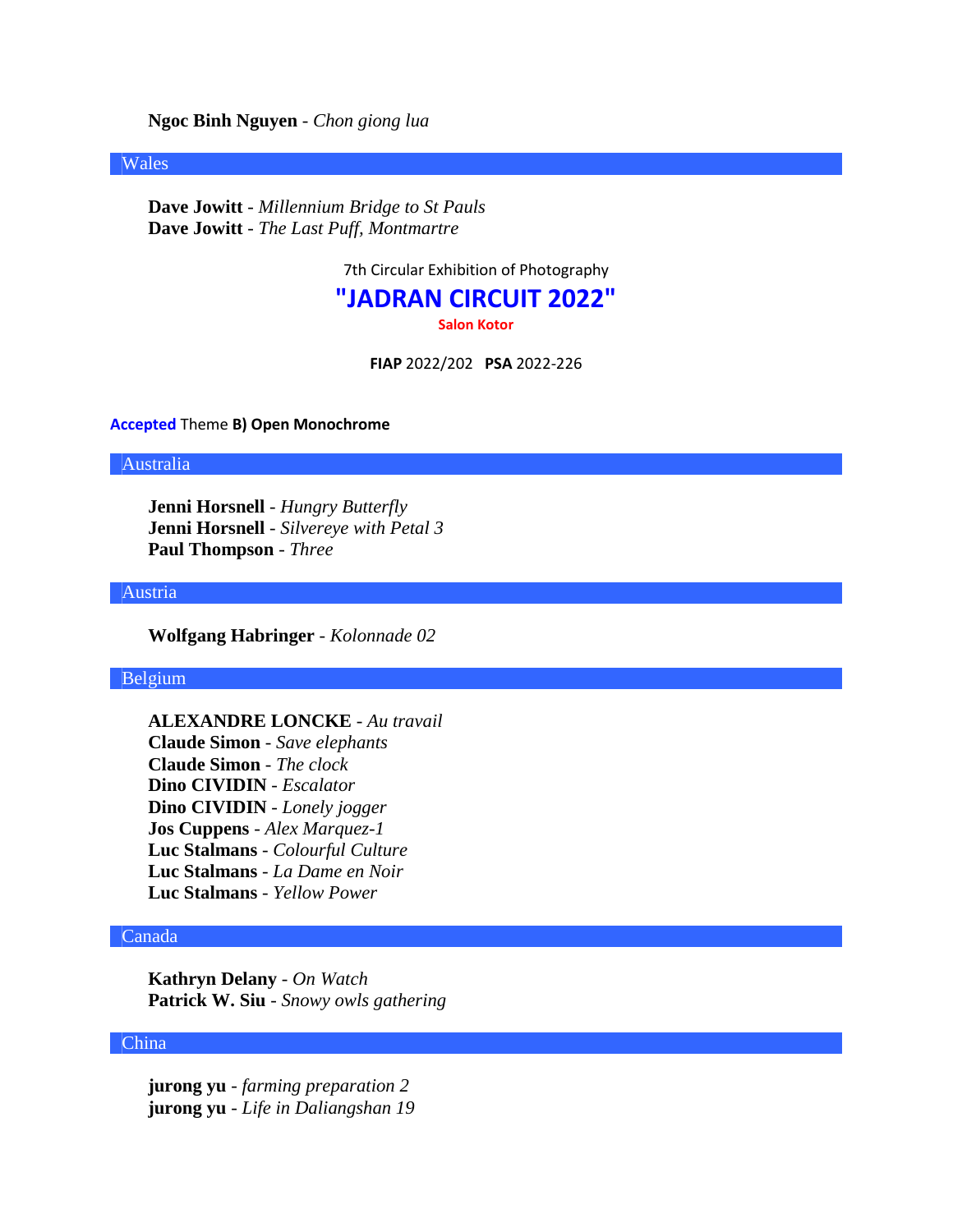**Ngoc Binh Nguyen** - *Chon giong lua*

## Wales

**Dave Jowitt** - *Millennium Bridge to St Pauls*
**Dave Jowitt** - *The Last Puff, Montmartre*

7th Circular Exhibition of Photography

# "JADRAN CIRCUIT 2022"

**Salon Kotor**

**FIAP** 2022/202 **PSA** 2022-226

**Accepted** Theme **B) Open Monochrome**

## Australia

**Jenni Horsnell** - *Hungry Butterfly*
**Jenni Horsnell** - *Silvereye with Petal 3*
**Paul Thompson** - *Three*

## Austria

**Wolfgang Habringer** - *Kolonnade 02*

## Belgium

**ALEXANDRE LONCKE** - *Au travail*
**Claude Simon** - *Save elephants*
**Claude Simon** - *The clock*
**Dino CIVIDIN** - *Escalator*
**Dino CIVIDIN** - *Lonely jogger*
**Jos Cuppens** - *Alex Marquez-1*
**Luc Stalmans** - *Colourful Culture*
**Luc Stalmans** - *La Dame en Noir*
**Luc Stalmans** - *Yellow Power*

## Canada

**Kathryn Delany** - *On Watch*
**Patrick W. Siu** - *Snowy owls gathering*

## China

**jurong yu** - *farming preparation 2*
**jurong yu** - *Life in Daliangshan 19*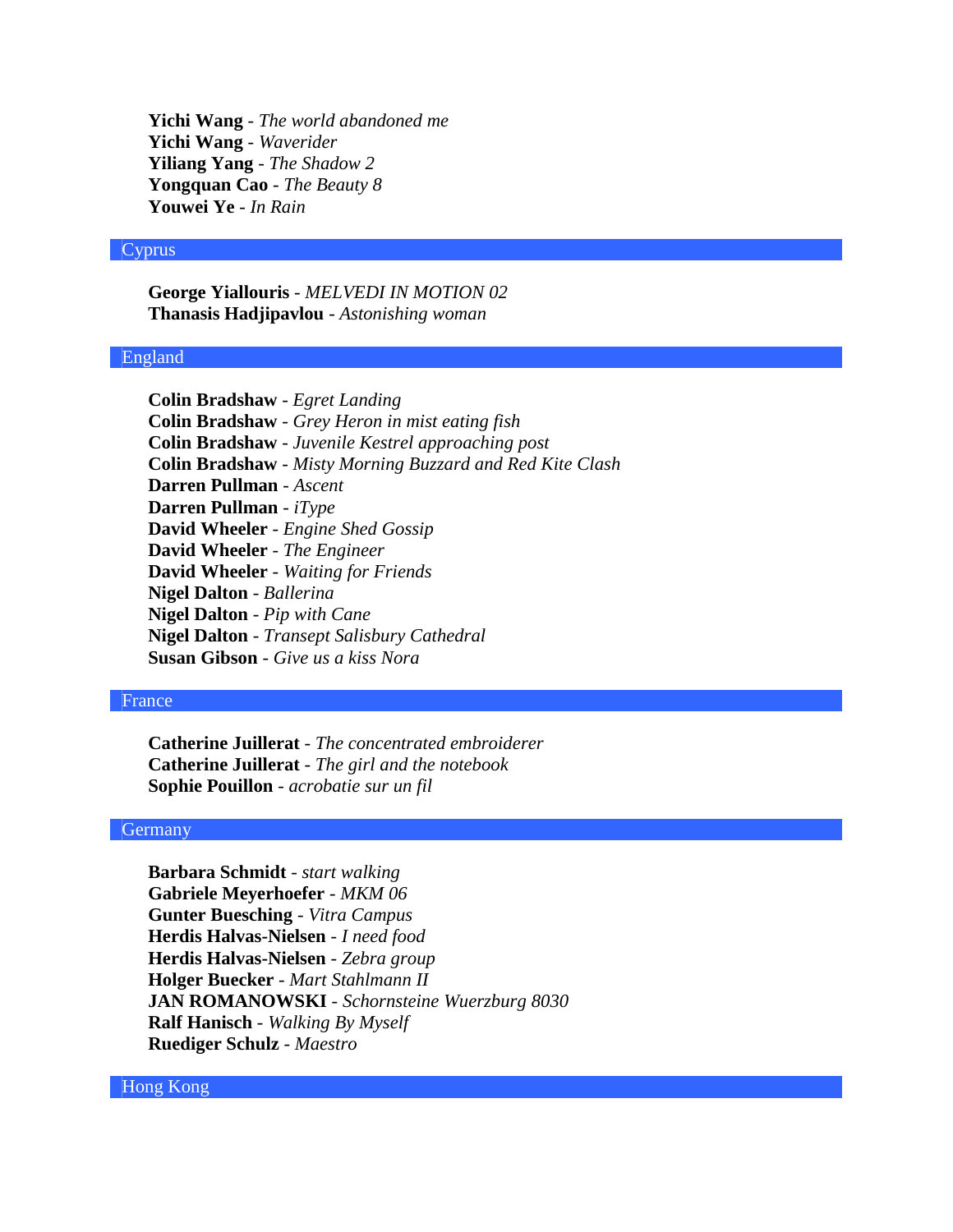**Yichi Wang** - *The world abandoned me*
**Yichi Wang** - *Waverider*
**Yiliang Yang** - *The Shadow 2*
**Yongquan Cao** - *The Beauty 8*
**Youwei Ye** - *In Rain*

## Cyprus

**George Yiallouris** - *MELVEDI IN MOTION 02*
**Thanasis Hadjipavlou** - *Astonishing woman*

## England

**Colin Bradshaw** - *Egret Landing*
**Colin Bradshaw** - *Grey Heron in mist eating fish*
**Colin Bradshaw** - *Juvenile Kestrel approaching post*
**Colin Bradshaw** - *Misty Morning Buzzard and Red Kite Clash*
**Darren Pullman** - *Ascent*
**Darren Pullman** - *iType*
**David Wheeler** - *Engine Shed Gossip*
**David Wheeler** - *The Engineer*
**David Wheeler** - *Waiting for Friends*
**Nigel Dalton** - *Ballerina*
**Nigel Dalton** - *Pip with Cane*
**Nigel Dalton** - *Transept Salisbury Cathedral*
**Susan Gibson** - *Give us a kiss Nora*

## France

**Catherine Juillerat** - *The concentrated embroiderer*
**Catherine Juillerat** - *The girl and the notebook*
**Sophie Pouillon** - *acrobatie sur un fil*

## Germany

**Barbara Schmidt** - *start walking*
**Gabriele Meyerhoefer** - *MKM 06*
**Gunter Buesching** - *Vitra Campus*
**Herdis Halvas-Nielsen** - *I need food*
**Herdis Halvas-Nielsen** - *Zebra group*
**Holger Buecker** - *Mart Stahlmann II*
**JAN ROMANOWSKI** - *Schornsteine Wuerzburg 8030*
**Ralf Hanisch** - *Walking By Myself*
**Ruediger Schulz** - *Maestro*

## Hong Kong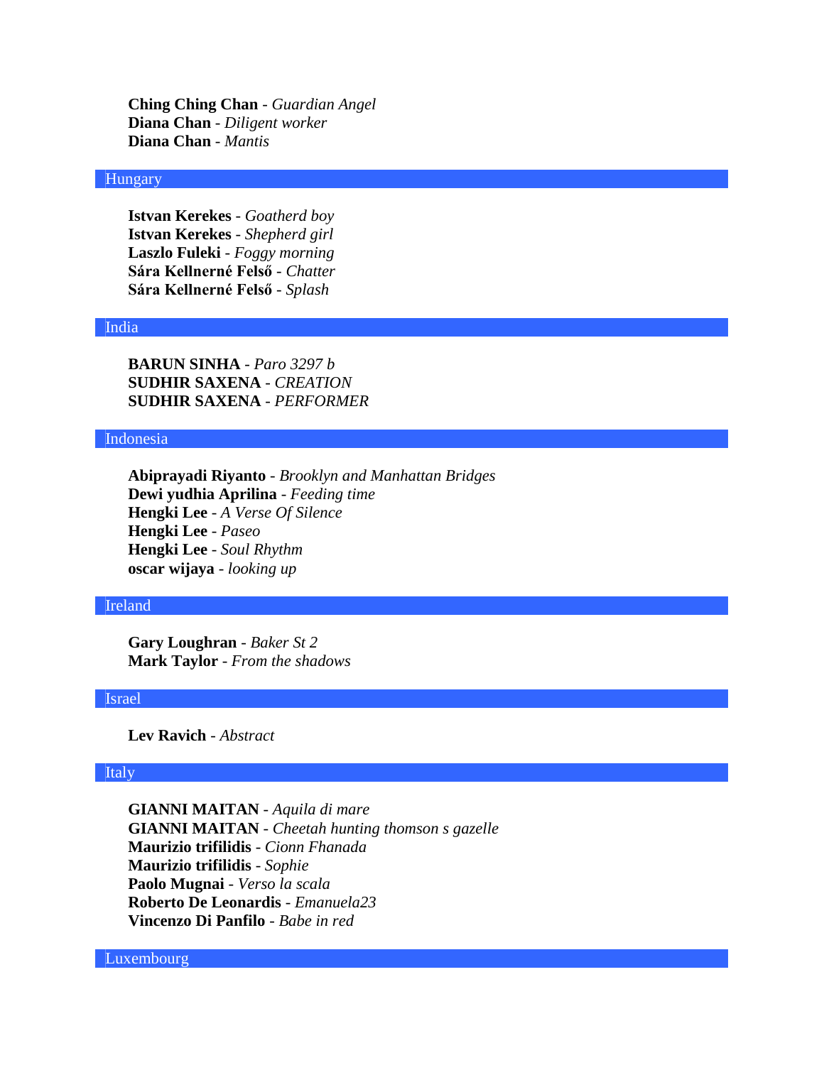**Ching Ching Chan** - *Guardian Angel*
**Diana Chan** - *Diligent worker*
**Diana Chan** - *Mantis*

## Hungary

**Istvan Kerekes** - *Goatherd boy*
**Istvan Kerekes** - *Shepherd girl*
**Laszlo Fuleki** - *Foggy morning*
**Sára Kellnerné Felső** - *Chatter*
**Sára Kellnerné Felső** - *Splash*

## India

**BARUN SINHA** - *Paro 3297 b*
**SUDHIR SAXENA** - *CREATION*
**SUDHIR SAXENA** - *PERFORMER*

## Indonesia

**Abiprayadi Riyanto** - *Brooklyn and Manhattan Bridges*
**Dewi yudhia Aprilina** - *Feeding time*
**Hengki Lee** - *A Verse Of Silence*
**Hengki Lee** - *Paseo*
**Hengki Lee** - *Soul Rhythm*
**oscar wijaya** - *looking up*

## Ireland

**Gary Loughran** - *Baker St 2*
**Mark Taylor** - *From the shadows*

## Israel

**Lev Ravich** - *Abstract*

## Italy

**GIANNI MAITAN** - *Aquila di mare*
**GIANNI MAITAN** - *Cheetah hunting thomson s gazelle*
**Maurizio trifilidis** - *Cionn Fhanada*
**Maurizio trifilidis** - *Sophie*
**Paolo Mugnai** - *Verso la scala*
**Roberto De Leonardis** - *Emanuela23*
**Vincenzo Di Panfilo** - *Babe in red*

## Luxembourg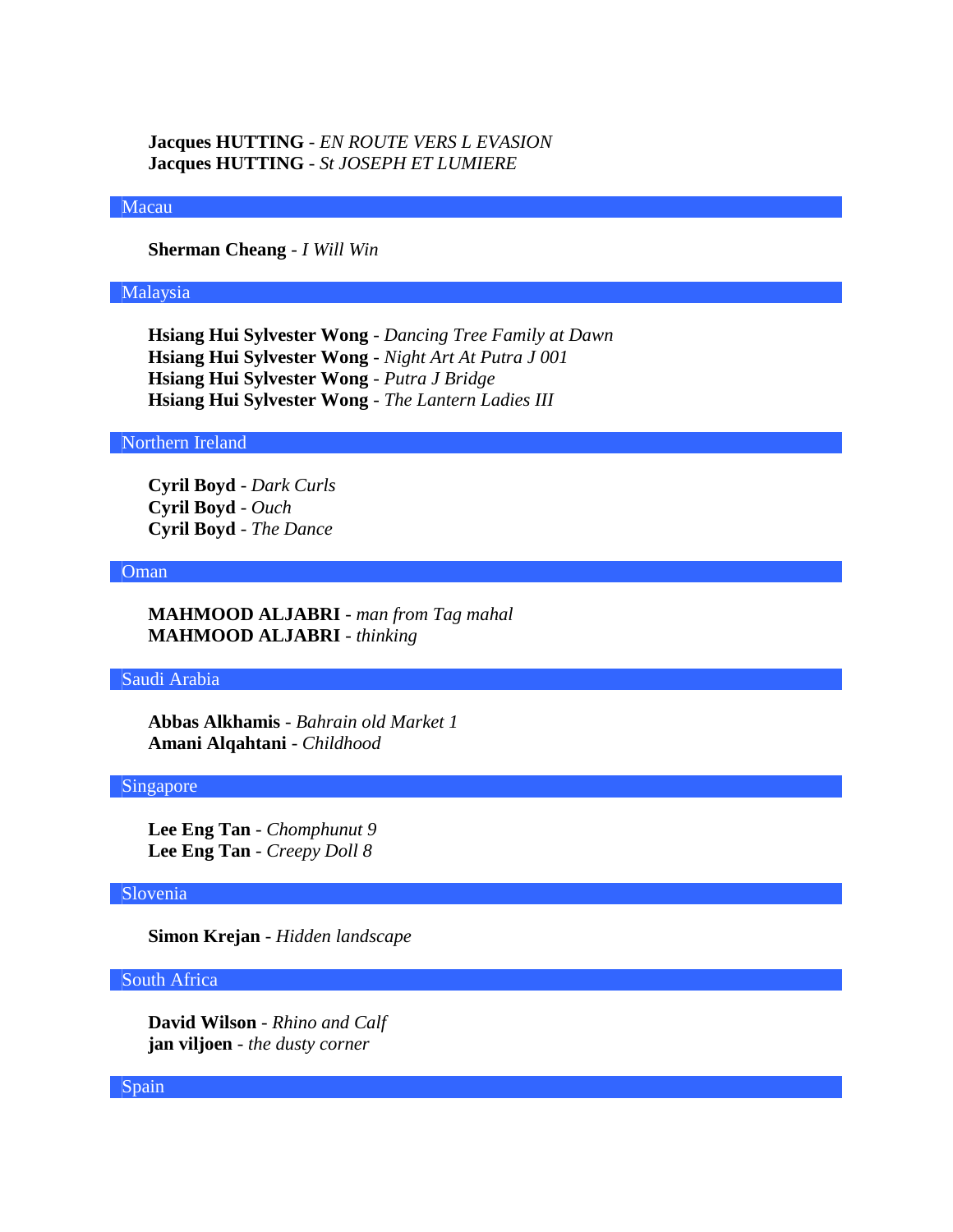**Jacques HUTTING** - *EN ROUTE VERS L EVASION*
**Jacques HUTTING** - *St JOSEPH ET LUMIERE*

## Macau

**Sherman Cheang** - *I Will Win*

## Malaysia

**Hsiang Hui Sylvester Wong** - *Dancing Tree Family at Dawn*
**Hsiang Hui Sylvester Wong** - *Night Art At Putra J 001*
**Hsiang Hui Sylvester Wong** - *Putra J Bridge*
**Hsiang Hui Sylvester Wong** - *The Lantern Ladies III*

## Northern Ireland

**Cyril Boyd** - *Dark Curls*
**Cyril Boyd** - *Ouch*
**Cyril Boyd** - *The Dance*

## Oman

**MAHMOOD ALJABRI** - *man from Tag mahal*
**MAHMOOD ALJABRI** - *thinking*

## Saudi Arabia

**Abbas Alkhamis** - *Bahrain old Market 1*
**Amani Alqahtani** - *Childhood*

## Singapore

**Lee Eng Tan** - *Chomphunut 9*
**Lee Eng Tan** - *Creepy Doll 8*

## Slovenia

**Simon Krejan** - *Hidden landscape*

## South Africa

**David Wilson** - *Rhino and Calf*
**jan viljoen** - *the dusty corner*

## Spain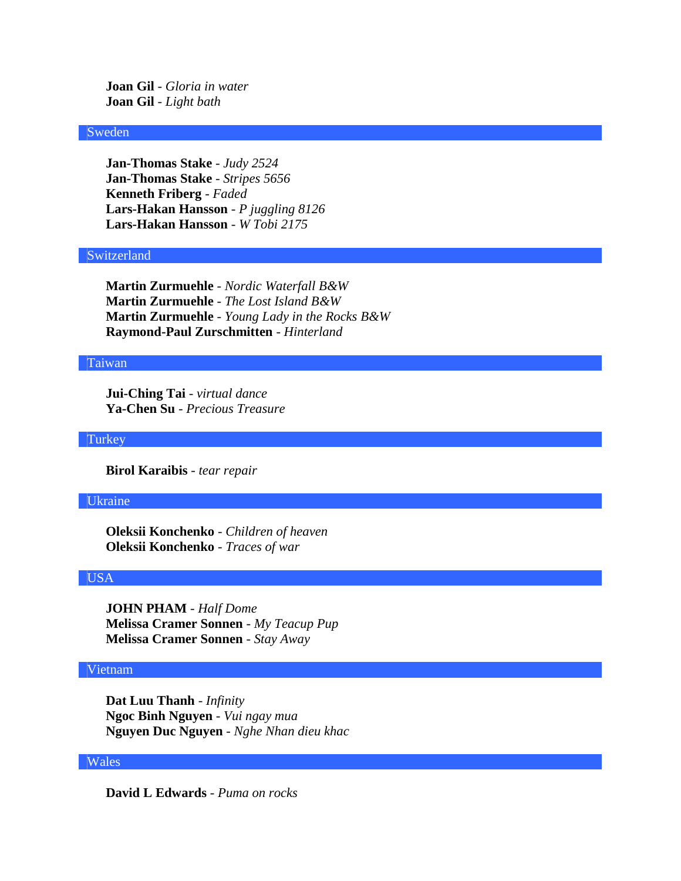**Joan Gil** - *Gloria in water*
**Joan Gil** - *Light bath*

## Sweden

**Jan-Thomas Stake** - *Judy 2524*
**Jan-Thomas Stake** - *Stripes 5656*
**Kenneth Friberg** - *Faded*
**Lars-Hakan Hansson** - *P juggling 8126*
**Lars-Hakan Hansson** - *W Tobi 2175*

## Switzerland

**Martin Zurmuehle** - *Nordic Waterfall B&W*
**Martin Zurmuehle** - *The Lost Island B&W*
**Martin Zurmuehle** - *Young Lady in the Rocks B&W*
**Raymond-Paul Zurschmitten** - *Hinterland*

## Taiwan

**Jui-Ching Tai** - *virtual dance*
**Ya-Chen Su** - *Precious Treasure*

## Turkey

**Birol Karaibis** - *tear repair*

## Ukraine

**Oleksii Konchenko** - *Children of heaven*
**Oleksii Konchenko** - *Traces of war*

## USA

**JOHN PHAM** - *Half Dome*
**Melissa Cramer Sonnen** - *My Teacup Pup*
**Melissa Cramer Sonnen** - *Stay Away*

## Vietnam

**Dat Luu Thanh** - *Infinity*
**Ngoc Binh Nguyen** - *Vui ngay mua*
**Nguyen Duc Nguyen** - *Nghe Nhan dieu khac*

## Wales

**David L Edwards** - *Puma on rocks*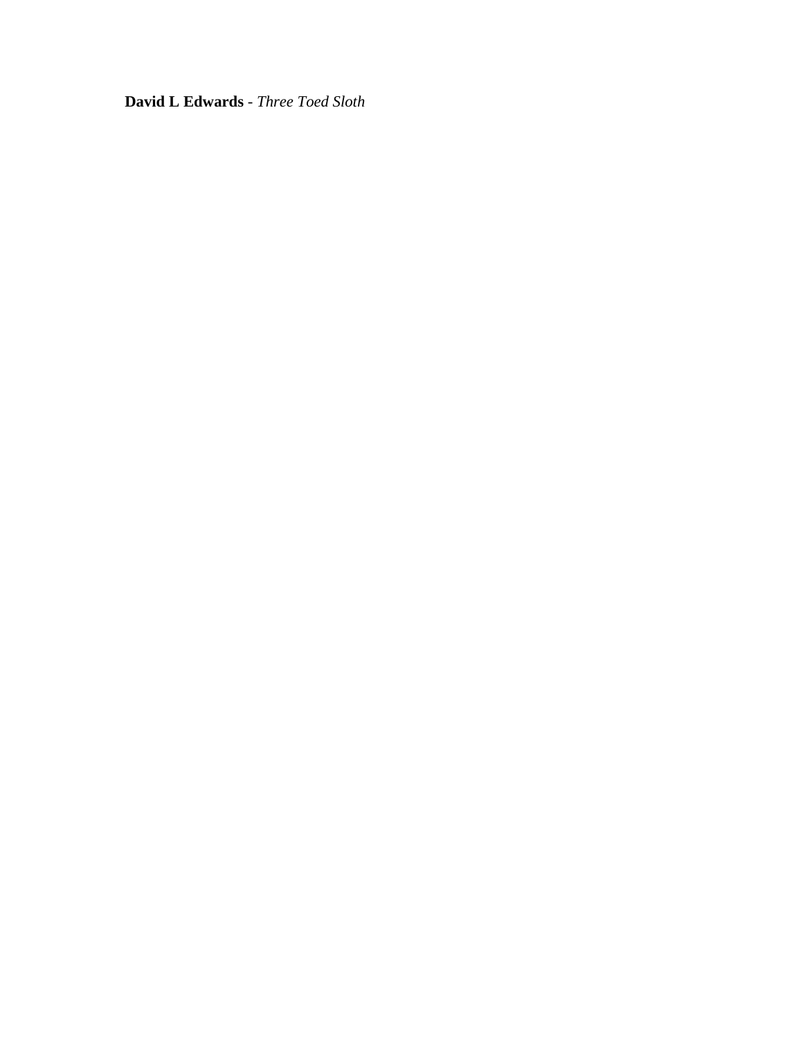**David L Edwards** - *Three Toed Sloth*